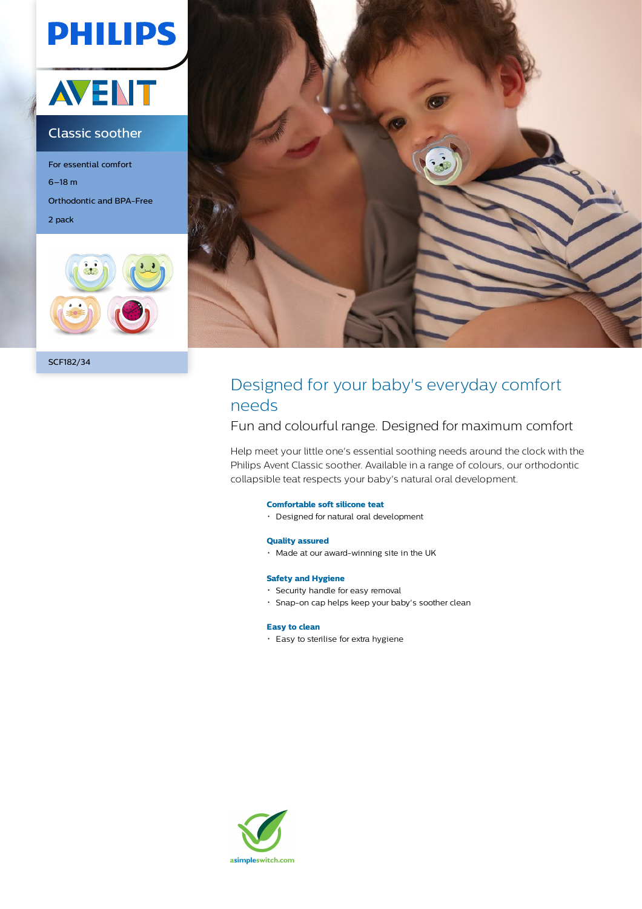PHILIPS

AVENT

## Classic soother

For essential comfort

6–18 m

Orthodontic and BPA-Free

2 pack

SCF182/34

# Designed for your baby's everyday comfort needs

## Fun and colourful range. Designed for maximum comfort

Help meet your little one's essential soothing needs around the clock with the Philips Avent Classic soother. Available in a range of colours, our orthodontic collapsible teat respects your baby's natural oral development.

**Comfortable soft silicone teat**

- Designed for natural oral development

**Quality assured**

- Made at our award-winning site in the UK

**Safety and Hygiene**

- Security handle for easy removal
- Snap-on cap helps keep your baby's soother clean

**Easy to clean**

- Easy to sterilise for extra hygiene

asimpleswitch.com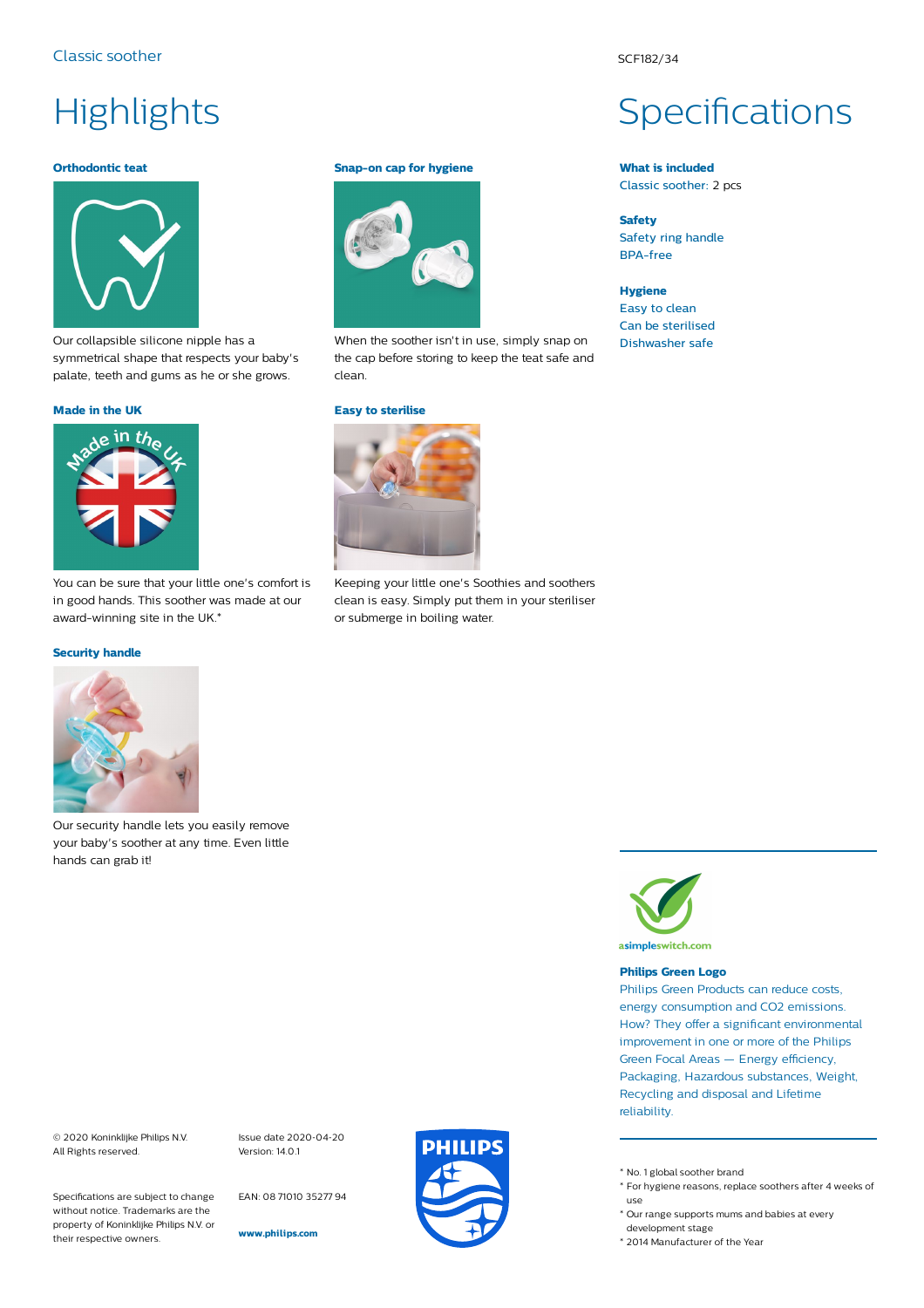Classic soother

SCF182/34

# Highlights

### Orthodontic teat

Our collapsible silicone nipple has a symmetrical shape that respects your baby's palate, teeth and gums as he or she grows.

### Made in the UK

You can be sure that your little one's comfort is in good hands. This soother was made at our award-winning site in the UK.*

### Security handle

Our security handle lets you easily remove your baby's soother at any time. Even little hands can grab it!

### Snap-on cap for hygiene

When the soother isn't in use, simply snap on the cap before storing to keep the teat safe and clean.

### Easy to sterilise

Keeping your little one's Soothies and soothers clean is easy. Simply put them in your steriliser or submerge in boiling water.

# Specifications

### What is included

- Classic soother: 2 pcs

### Safety

- Safety ring handle
- BPA-free

### Hygiene

- Easy to clean
- Can be sterilised
- Dishwasher safe

asimpleswitch.com

### Philips Green Logo

Philips Green Products can reduce costs, energy consumption and CO2 emissions. How? They offer a significant environmental improvement in one or more of the Philips Green Focal Areas — Energy efficiency, Packaging, Hazardous substances, Weight, Recycling and disposal and Lifetime reliability.

\* No. 1 global soother brand

\* For hygiene reasons, replace soothers after 4 weeks of use

\* Our range supports mums and babies at every development stage

\* 2014 Manufacturer of the Year

© 2020 Koninklijke Philips N.V.
All Rights reserved.

Specifications are subject to change without notice. Trademarks are the property of Koninklijke Philips N.V. or their respective owners.

Issue date 2020-04-20
Version: 14.0.1

EAN: 08 71010 35277 94

www.philips.com

PHILIPS